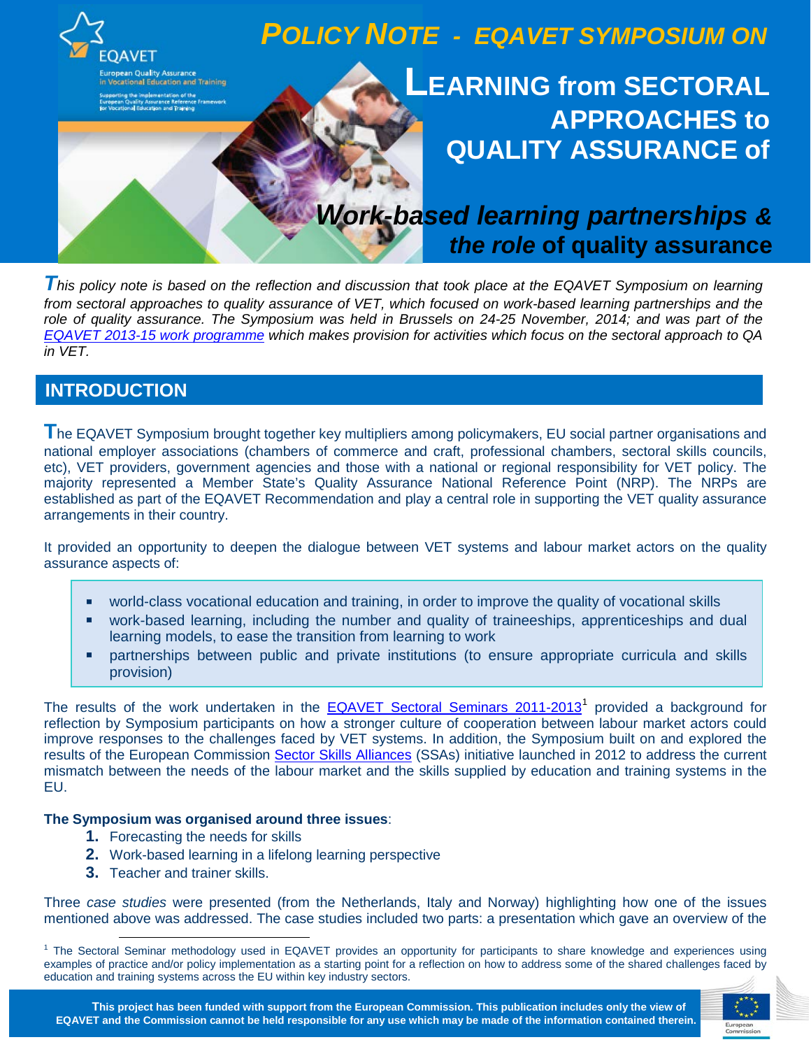# POLICY NOTE - EQAVET SYMPOSIUM ON

# LEARNING from SECTORAL APPROACHES to QUALITY ASSURANCE of

## *Work-based learning partnerships & the role* of quality assurance

EQAVET

European Quality Assurance in Vocational Education and Training

Supporting the implementation of the European Quality Assurance Reference Framework for Vocational Education and Training

*This policy note is based on the reflection and discussion that took place at the EQAVET Symposium on learning from sectoral approaches to quality assurance of VET, which focused on work-based learning partnerships and the role of quality assurance. The Symposium was held in Brussels on 24-25 November, 2014; and was part of the EQAVET 2013-15 work programme which makes provision for activities which focus on the sectoral approach to QA in VET.*

## INTRODUCTION

The EQAVET Symposium brought together key multipliers among policymakers, EU social partner organisations and national employer associations (chambers of commerce and craft, professional chambers, sectoral skills councils, etc), VET providers, government agencies and those with a national or regional responsibility for VET policy. The majority represented a Member State's Quality Assurance National Reference Point (NRP). The NRPs are established as part of the EQAVET Recommendation and play a central role in supporting the VET quality assurance arrangements in their country.

It provided an opportunity to deepen the dialogue between VET systems and labour market actors on the quality assurance aspects of:

- world-class vocational education and training, in order to improve the quality of vocational skills
- work-based learning, including the number and quality of traineeships, apprenticeships and dual learning models, to ease the transition from learning to work
- partnerships between public and private institutions (to ensure appropriate curricula and skills provision)

The results of the work undertaken in the EQAVET Sectoral Seminars 2011-2013[1] provided a background for reflection by Symposium participants on how a stronger culture of cooperation between labour market actors could improve responses to the challenges faced by VET systems. In addition, the Symposium built on and explored the results of the European Commission Sector Skills Alliances (SSAs) initiative launched in 2012 to address the current mismatch between the needs of the labour market and the skills supplied by education and training systems in the EU.

**The Symposium was organised around three issues**:

1. Forecasting the needs for skills
2. Work-based learning in a lifelong learning perspective
3. Teacher and trainer skills.

Three *case studies* were presented (from the Netherlands, Italy and Norway) highlighting how one of the issues mentioned above was addressed. The case studies included two parts: a presentation which gave an overview of the

[1] The Sectoral Seminar methodology used in EQAVET provides an opportunity for participants to share knowledge and experiences using examples of practice and/or policy implementation as a starting point for a reflection on how to address some of the shared challenges faced by education and training systems across the EU within key industry sectors.

**This project has been funded with support from the European Commission. This publication includes only the view of EQAVET and the Commission cannot be held responsible for any use which may be made of the information contained therein.**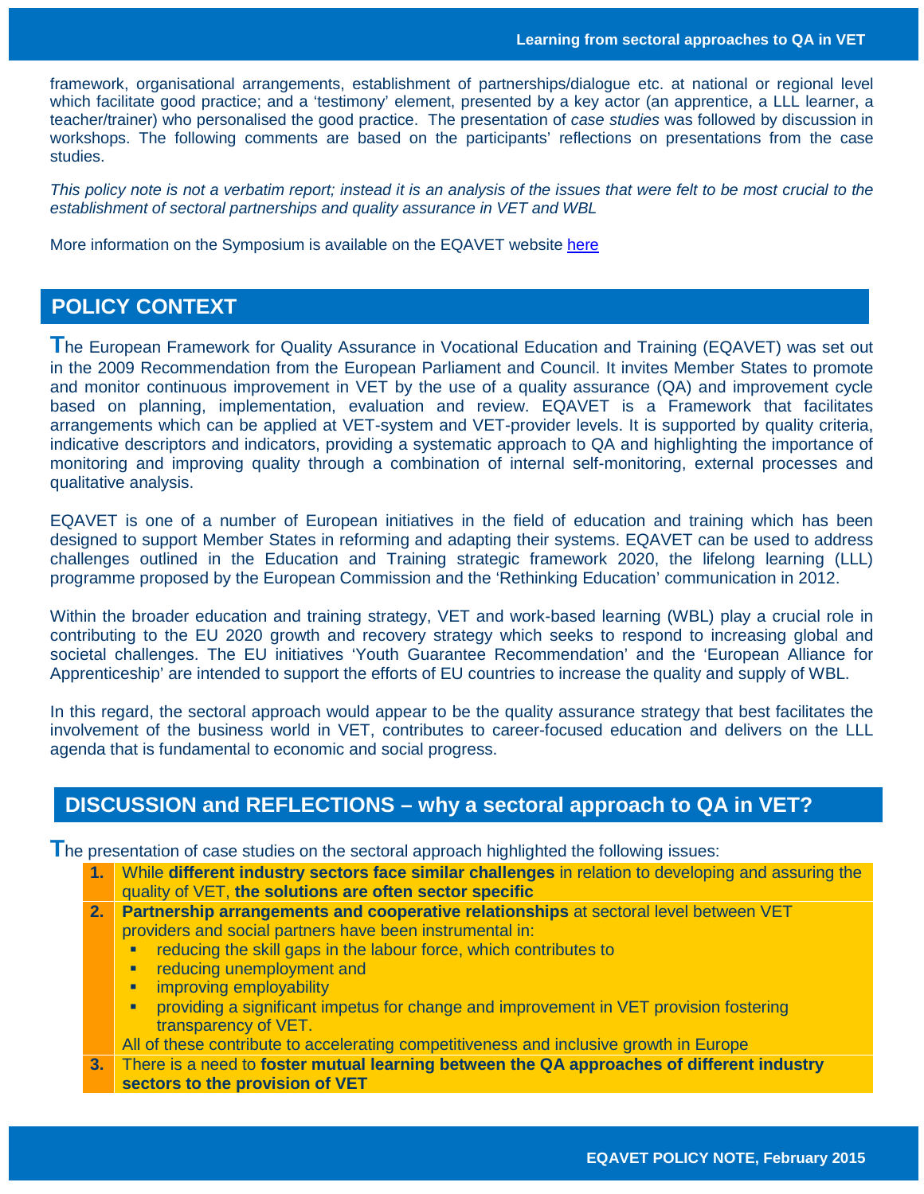framework, organisational arrangements, establishment of partnerships/dialogue etc. at national or regional level which facilitate good practice; and a 'testimony' element, presented by a key actor (an apprentice, a LLL learner, a teacher/trainer) who personalised the good practice. The presentation of *case studies* was followed by discussion in workshops. The following comments are based on the participants' reflections on presentations from the case studies.

*This policy note is not a verbatim report; instead it is an analysis of the issues that were felt to be most crucial to the establishment of sectoral partnerships and quality assurance in VET and WBL*

More information on the Symposium is available on the EQAVET website here

## POLICY CONTEXT

The European Framework for Quality Assurance in Vocational Education and Training (EQAVET) was set out in the 2009 Recommendation from the European Parliament and Council. It invites Member States to promote and monitor continuous improvement in VET by the use of a quality assurance (QA) and improvement cycle based on planning, implementation, evaluation and review. EQAVET is a Framework that facilitates arrangements which can be applied at VET-system and VET-provider levels. It is supported by quality criteria, indicative descriptors and indicators, providing a systematic approach to QA and highlighting the importance of monitoring and improving quality through a combination of internal self-monitoring, external processes and qualitative analysis.

EQAVET is one of a number of European initiatives in the field of education and training which has been designed to support Member States in reforming and adapting their systems. EQAVET can be used to address challenges outlined in the Education and Training strategic framework 2020, the lifelong learning (LLL) programme proposed by the European Commission and the 'Rethinking Education' communication in 2012.

Within the broader education and training strategy, VET and work-based learning (WBL) play a crucial role in contributing to the EU 2020 growth and recovery strategy which seeks to respond to increasing global and societal challenges. The EU initiatives 'Youth Guarantee Recommendation' and the 'European Alliance for Apprenticeship' are intended to support the efforts of EU countries to increase the quality and supply of WBL.

In this regard, the sectoral approach would appear to be the quality assurance strategy that best facilitates the involvement of the business world in VET, contributes to career-focused education and delivers on the LLL agenda that is fundamental to economic and social progress.

## DISCUSSION and REFLECTIONS – why a sectoral approach to QA in VET?

The presentation of case studies on the sectoral approach highlighted the following issues:

1. While **different industry sectors face similar challenges** in relation to developing and assuring the quality of VET, **the solutions are often sector specific**
2. **Partnership arrangements and cooperative relationships** at sectoral level between VET providers and social partners have been instrumental in:
   - reducing the skill gaps in the labour force, which contributes to
   - reducing unemployment and
   - improving employability
   - providing a significant impetus for change and improvement in VET provision fostering transparency of VET.

   All of these contribute to accelerating competitiveness and inclusive growth in Europe
3. There is a need to **foster mutual learning between the QA approaches of different industry sectors to the provision of VET**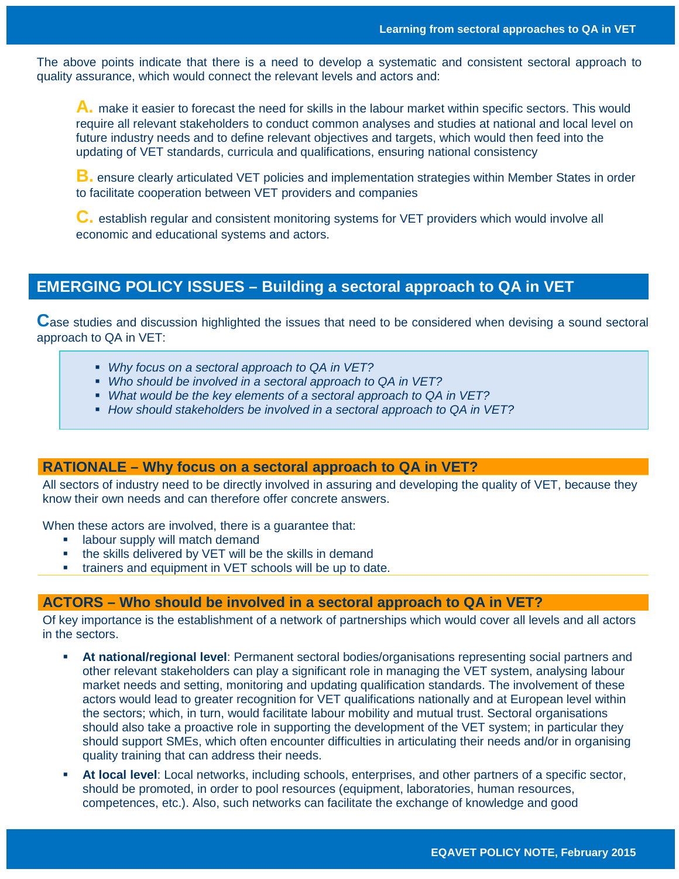The above points indicate that there is a need to develop a systematic and consistent sectoral approach to quality assurance, which would connect the relevant levels and actors and:

**A.** make it easier to forecast the need for skills in the labour market within specific sectors. This would require all relevant stakeholders to conduct common analyses and studies at national and local level on future industry needs and to define relevant objectives and targets, which would then feed into the updating of VET standards, curricula and qualifications, ensuring national consistency

**B.** ensure clearly articulated VET policies and implementation strategies within Member States in order to facilitate cooperation between VET providers and companies

**C.** establish regular and consistent monitoring systems for VET providers which would involve all economic and educational systems and actors.

## EMERGING POLICY ISSUES – Building a sectoral approach to QA in VET

Case studies and discussion highlighted the issues that need to be considered when devising a sound sectoral approach to QA in VET:

- *Why focus on a sectoral approach to QA in VET?*
- *Who should be involved in a sectoral approach to QA in VET?*
- *What would be the key elements of a sectoral approach to QA in VET?*
- *How should stakeholders be involved in a sectoral approach to QA in VET?*

### RATIONALE – Why focus on a sectoral approach to QA in VET?

All sectors of industry need to be directly involved in assuring and developing the quality of VET, because they know their own needs and can therefore offer concrete answers.

When these actors are involved, there is a guarantee that:

- labour supply will match demand
- the skills delivered by VET will be the skills in demand
- trainers and equipment in VET schools will be up to date.

### ACTORS – Who should be involved in a sectoral approach to QA in VET?

Of key importance is the establishment of a network of partnerships which would cover all levels and all actors in the sectors.

- **At national/regional level**: Permanent sectoral bodies/organisations representing social partners and other relevant stakeholders can play a significant role in managing the VET system, analysing labour market needs and setting, monitoring and updating qualification standards. The involvement of these actors would lead to greater recognition for VET qualifications nationally and at European level within the sectors; which, in turn, would facilitate labour mobility and mutual trust. Sectoral organisations should also take a proactive role in supporting the development of the VET system; in particular they should support SMEs, which often encounter difficulties in articulating their needs and/or in organising quality training that can address their needs.
- **At local level**: Local networks, including schools, enterprises, and other partners of a specific sector, should be promoted, in order to pool resources (equipment, laboratories, human resources, competences, etc.). Also, such networks can facilitate the exchange of knowledge and good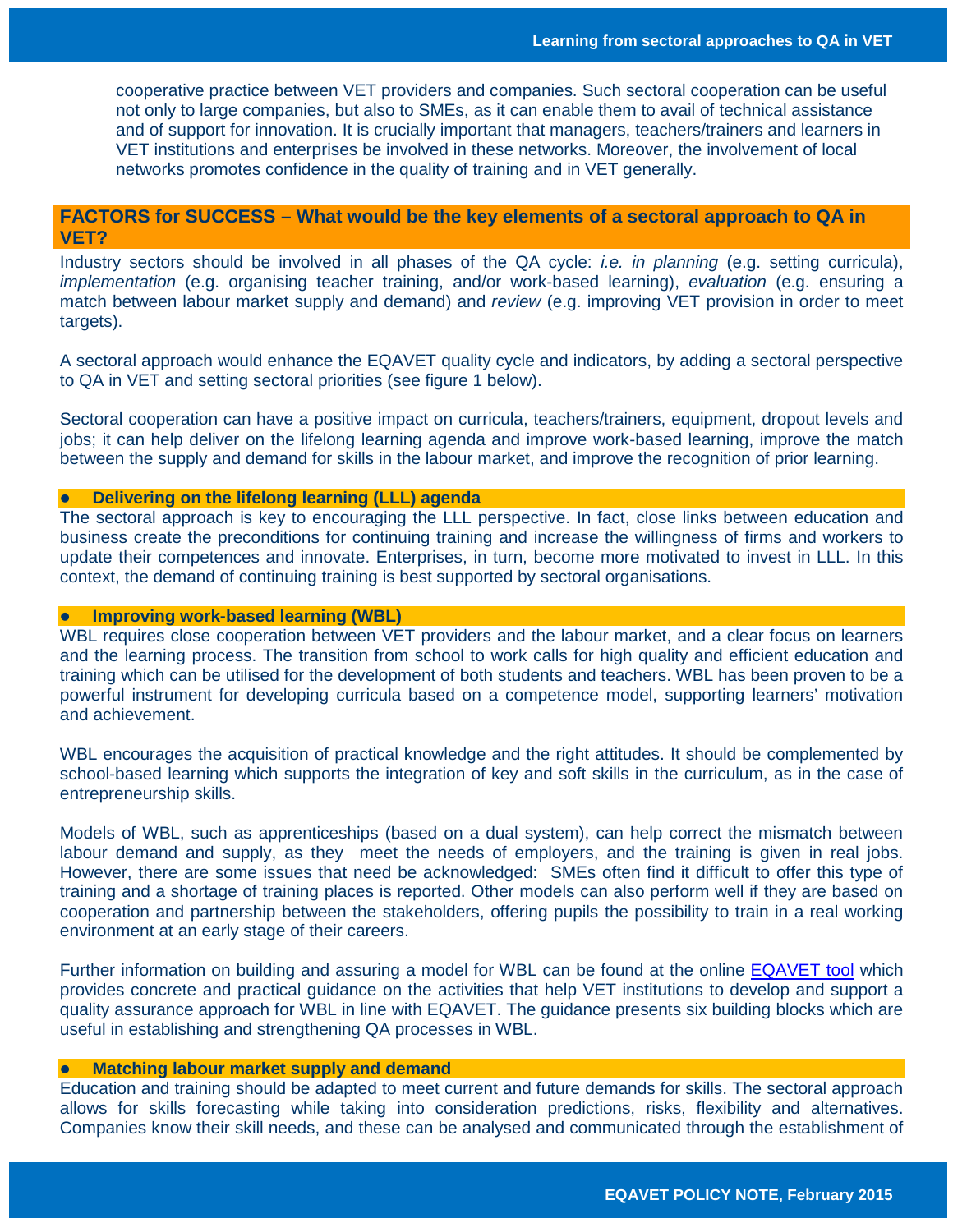cooperative practice between VET providers and companies. Such sectoral cooperation can be useful not only to large companies, but also to SMEs, as it can enable them to avail of technical assistance and of support for innovation. It is crucially important that managers, teachers/trainers and learners in VET institutions and enterprises be involved in these networks. Moreover, the involvement of local networks promotes confidence in the quality of training and in VET generally.

## FACTORS for SUCCESS – What would be the key elements of a sectoral approach to QA in VET?

Industry sectors should be involved in all phases of the QA cycle: *i.e. in planning* (e.g. setting curricula), *implementation* (e.g. organising teacher training, and/or work-based learning), *evaluation* (e.g. ensuring a match between labour market supply and demand) and *review* (e.g. improving VET provision in order to meet targets).

A sectoral approach would enhance the EQAVET quality cycle and indicators, by adding a sectoral perspective to QA in VET and setting sectoral priorities (see figure 1 below).

Sectoral cooperation can have a positive impact on curricula, teachers/trainers, equipment, dropout levels and jobs; it can help deliver on the lifelong learning agenda and improve work-based learning, improve the match between the supply and demand for skills in the labour market, and improve the recognition of prior learning.

### • Delivering on the lifelong learning (LLL) agenda

The sectoral approach is key to encouraging the LLL perspective. In fact, close links between education and business create the preconditions for continuing training and increase the willingness of firms and workers to update their competences and innovate. Enterprises, in turn, become more motivated to invest in LLL. In this context, the demand of continuing training is best supported by sectoral organisations.

### • Improving work-based learning (WBL)

WBL requires close cooperation between VET providers and the labour market, and a clear focus on learners and the learning process. The transition from school to work calls for high quality and efficient education and training which can be utilised for the development of both students and teachers. WBL has been proven to be a powerful instrument for developing curricula based on a competence model, supporting learners' motivation and achievement.

WBL encourages the acquisition of practical knowledge and the right attitudes. It should be complemented by school-based learning which supports the integration of key and soft skills in the curriculum, as in the case of entrepreneurship skills.

Models of WBL, such as apprenticeships (based on a dual system), can help correct the mismatch between labour demand and supply, as they meet the needs of employers, and the training is given in real jobs. However, there are some issues that need be acknowledged: SMEs often find it difficult to offer this type of training and a shortage of training places is reported. Other models can also perform well if they are based on cooperation and partnership between the stakeholders, offering pupils the possibility to train in a real working environment at an early stage of their careers.

Further information on building and assuring a model for WBL can be found at the online EQAVET tool which provides concrete and practical guidance on the activities that help VET institutions to develop and support a quality assurance approach for WBL in line with EQAVET. The guidance presents six building blocks which are useful in establishing and strengthening QA processes in WBL.

### • Matching labour market supply and demand

Education and training should be adapted to meet current and future demands for skills. The sectoral approach allows for skills forecasting while taking into consideration predictions, risks, flexibility and alternatives. Companies know their skill needs, and these can be analysed and communicated through the establishment of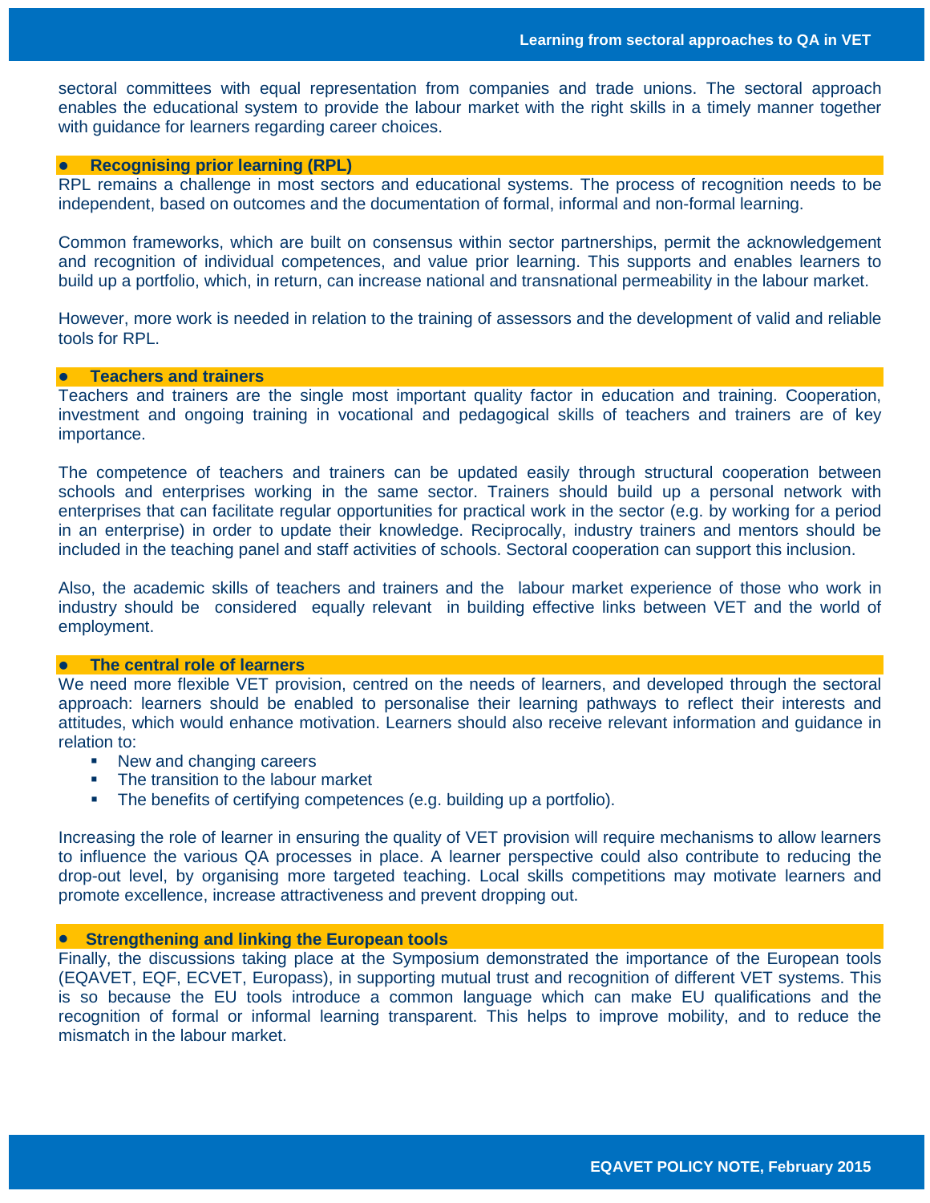sectoral committees with equal representation from companies and trade unions. The sectoral approach enables the educational system to provide the labour market with the right skills in a timely manner together with guidance for learners regarding career choices.

### • Recognising prior learning (RPL)

RPL remains a challenge in most sectors and educational systems. The process of recognition needs to be independent, based on outcomes and the documentation of formal, informal and non-formal learning.

Common frameworks, which are built on consensus within sector partnerships, permit the acknowledgement and recognition of individual competences, and value prior learning. This supports and enables learners to build up a portfolio, which, in return, can increase national and transnational permeability in the labour market.

However, more work is needed in relation to the training of assessors and the development of valid and reliable tools for RPL.

### • Teachers and trainers

Teachers and trainers are the single most important quality factor in education and training. Cooperation, investment and ongoing training in vocational and pedagogical skills of teachers and trainers are of key importance.

The competence of teachers and trainers can be updated easily through structural cooperation between schools and enterprises working in the same sector. Trainers should build up a personal network with enterprises that can facilitate regular opportunities for practical work in the sector (e.g. by working for a period in an enterprise) in order to update their knowledge. Reciprocally, industry trainers and mentors should be included in the teaching panel and staff activities of schools. Sectoral cooperation can support this inclusion.

Also, the academic skills of teachers and trainers and the labour market experience of those who work in industry should be considered equally relevant in building effective links between VET and the world of employment.

### • The central role of learners

We need more flexible VET provision, centred on the needs of learners, and developed through the sectoral approach: learners should be enabled to personalise their learning pathways to reflect their interests and attitudes, which would enhance motivation. Learners should also receive relevant information and guidance in relation to:

- New and changing careers
- The transition to the labour market
- The benefits of certifying competences (e.g. building up a portfolio).

Increasing the role of learner in ensuring the quality of VET provision will require mechanisms to allow learners to influence the various QA processes in place. A learner perspective could also contribute to reducing the drop-out level, by organising more targeted teaching. Local skills competitions may motivate learners and promote excellence, increase attractiveness and prevent dropping out.

### • Strengthening and linking the European tools

Finally, the discussions taking place at the Symposium demonstrated the importance of the European tools (EQAVET, EQF, ECVET, Europass), in supporting mutual trust and recognition of different VET systems. This is so because the EU tools introduce a common language which can make EU qualifications and the recognition of formal or informal learning transparent. This helps to improve mobility, and to reduce the mismatch in the labour market.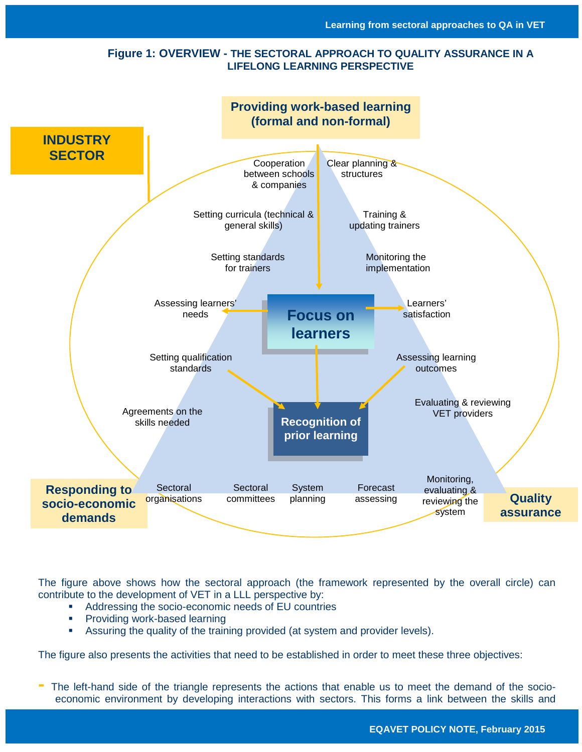**Figure 1: OVERVIEW - THE SECTORAL APPROACH TO QUALITY ASSURANCE IN A LIFELONG LEARNING PERSPECTIVE**

INDUSTRY SECTOR

Providing work-based learning (formal and non-formal)

Cooperation between schools & companies

Clear planning & structures

Setting curricula (technical & general skills)

Training & updating trainers

Setting standards for trainers

Monitoring the implementation

Assessing learners' needs

Focus on learners

Learners' satisfaction

Setting qualification standards

Assessing learning outcomes

Agreements on the skills needed

Recognition of prior learning

Evaluating & reviewing VET providers

Responding to socio-economic demands

Sectoral organisations

Sectoral committees

System planning

Forecast assessing

Monitoring, evaluating & reviewing the system

Quality assurance

The figure above shows how the sectoral approach (the framework represented by the overall circle) can contribute to the development of VET in a LLL perspective by:

- Addressing the socio-economic needs of EU countries
- Providing work-based learning
- Assuring the quality of the training provided (at system and provider levels).

The figure also presents the activities that need to be established in order to meet these three objectives:

- The left-hand side of the triangle represents the actions that enable us to meet the demand of the socio-economic environment by developing interactions with sectors. This forms a link between the skills and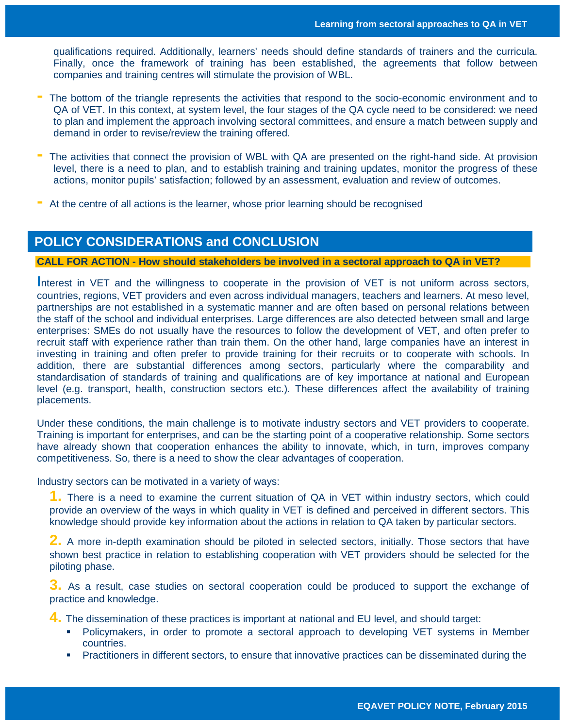qualifications required. Additionally, learners' needs should define standards of trainers and the curricula. Finally, once the framework of training has been established, the agreements that follow between companies and training centres will stimulate the provision of WBL.

- The bottom of the triangle represents the activities that respond to the socio-economic environment and to QA of VET. In this context, at system level, the four stages of the QA cycle need to be considered: we need to plan and implement the approach involving sectoral committees, and ensure a match between supply and demand in order to revise/review the training offered.

- The activities that connect the provision of WBL with QA are presented on the right-hand side. At provision level, there is a need to plan, and to establish training and training updates, monitor the progress of these actions, monitor pupils' satisfaction; followed by an assessment, evaluation and review of outcomes.

- At the centre of all actions is the learner, whose prior learning should be recognised

## POLICY CONSIDERATIONS and CONCLUSION

**CALL FOR ACTION - How should stakeholders be involved in a sectoral approach to QA in VET?**

Interest in VET and the willingness to cooperate in the provision of VET is not uniform across sectors, countries, regions, VET providers and even across individual managers, teachers and learners. At meso level, partnerships are not established in a systematic manner and are often based on personal relations between the staff of the school and individual enterprises. Large differences are also detected between small and large enterprises: SMEs do not usually have the resources to follow the development of VET, and often prefer to recruit staff with experience rather than train them. On the other hand, large companies have an interest in investing in training and often prefer to provide training for their recruits or to cooperate with schools. In addition, there are substantial differences among sectors, particularly where the comparability and standardisation of standards of training and qualifications are of key importance at national and European level (e.g. transport, health, construction sectors etc.). These differences affect the availability of training placements.

Under these conditions, the main challenge is to motivate industry sectors and VET providers to cooperate. Training is important for enterprises, and can be the starting point of a cooperative relationship. Some sectors have already shown that cooperation enhances the ability to innovate, which, in turn, improves company competitiveness. So, there is a need to show the clear advantages of cooperation.

Industry sectors can be motivated in a variety of ways:

1. There is a need to examine the current situation of QA in VET within industry sectors, which could provide an overview of the ways in which quality in VET is defined and perceived in different sectors. This knowledge should provide key information about the actions in relation to QA taken by particular sectors.

2. A more in-depth examination should be piloted in selected sectors, initially. Those sectors that have shown best practice in relation to establishing cooperation with VET providers should be selected for the piloting phase.

3. As a result, case studies on sectoral cooperation could be produced to support the exchange of practice and knowledge.

4. The dissemination of these practices is important at national and EU level, and should target:
   - Policymakers, in order to promote a sectoral approach to developing VET systems in Member countries.
   - Practitioners in different sectors, to ensure that innovative practices can be disseminated during the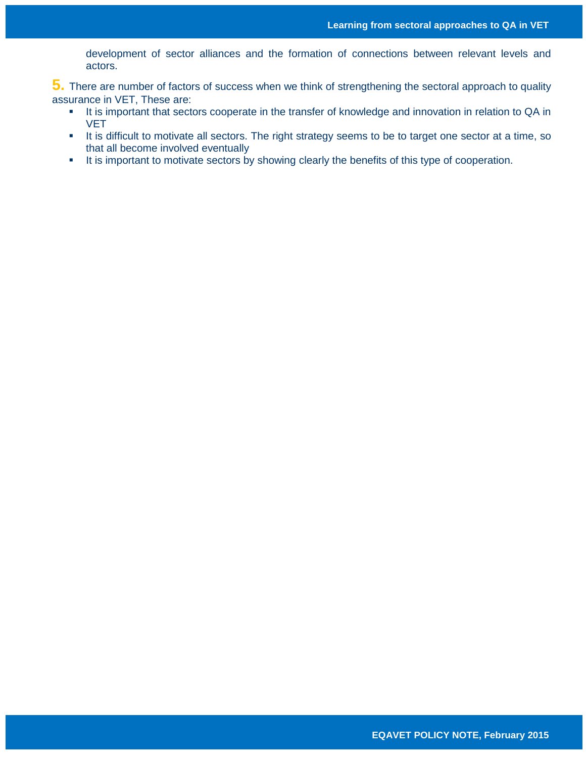development of sector alliances and the formation of connections between relevant levels and actors.

**5.** There are number of factors of success when we think of strengthening the sectoral approach to quality assurance in VET, These are:

- It is important that sectors cooperate in the transfer of knowledge and innovation in relation to QA in VET
- It is difficult to motivate all sectors. The right strategy seems to be to target one sector at a time, so that all become involved eventually
- It is important to motivate sectors by showing clearly the benefits of this type of cooperation.